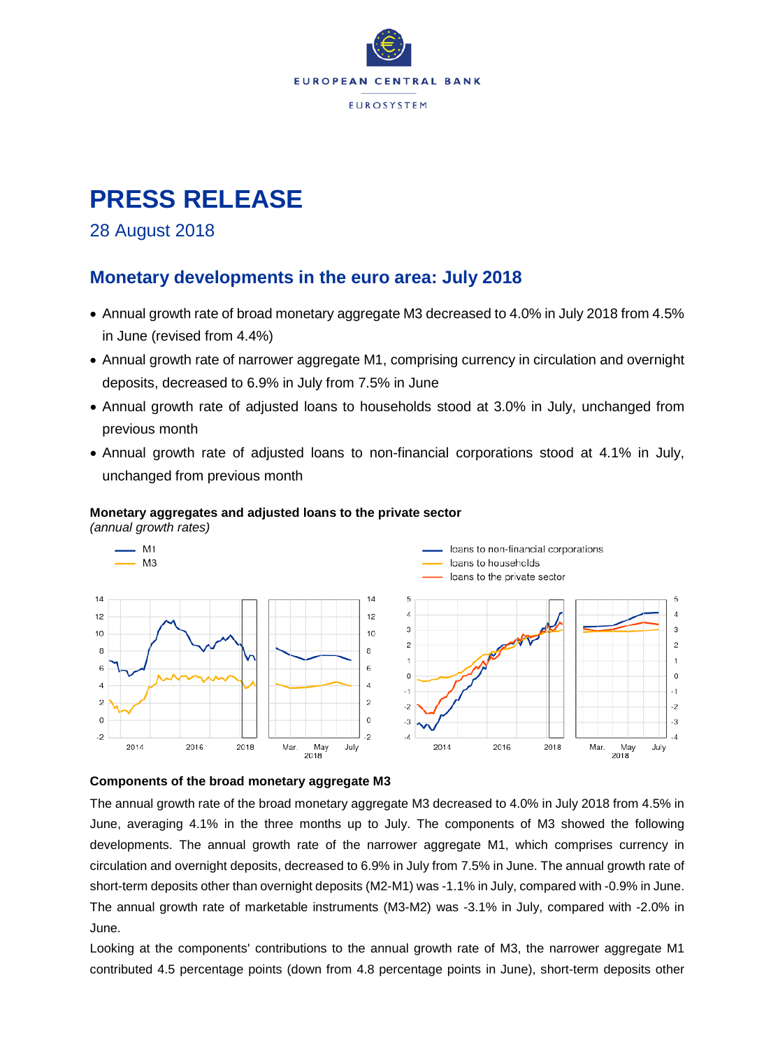EUROPEAN CENTRAL BANK

EUROSYSTEM

# PRESS RELEASE

28 August 2018

## Monetary developments in the euro area: July 2018

- Annual growth rate of broad monetary aggregate M3 decreased to 4.0% in July 2018 from 4.5% in June (revised from 4.4%)
- Annual growth rate of narrower aggregate M1, comprising currency in circulation and overnight deposits, decreased to 6.9% in July from 7.5% in June
- Annual growth rate of adjusted loans to households stood at 3.0% in July, unchanged from previous month
- Annual growth rate of adjusted loans to non-financial corporations stood at 4.1% in July, unchanged from previous month

**Monetary aggregates and adjusted loans to the private sector**
*(annual growth rates)*

### Components of the broad monetary aggregate M3

The annual growth rate of the broad monetary aggregate M3 decreased to 4.0% in July 2018 from 4.5% in June, averaging 4.1% in the three months up to July. The components of M3 showed the following developments. The annual growth rate of the narrower aggregate M1, which comprises currency in circulation and overnight deposits, decreased to 6.9% in July from 7.5% in June. The annual growth rate of short-term deposits other than overnight deposits (M2-M1) was -1.1% in July, compared with -0.9% in June. The annual growth rate of marketable instruments (M3-M2) was -3.1% in July, compared with -2.0% in June.

Looking at the components' contributions to the annual growth rate of M3, the narrower aggregate M1 contributed 4.5 percentage points (down from 4.8 percentage points in June), short-term deposits other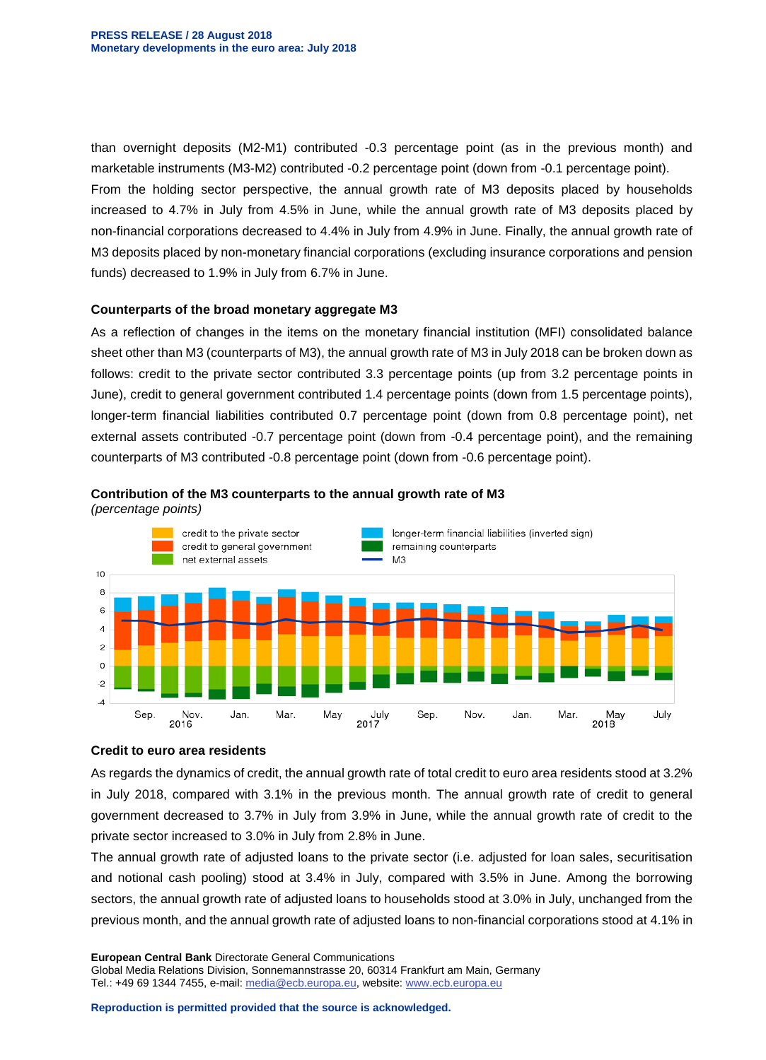than overnight deposits (M2-M1) contributed -0.3 percentage point (as in the previous month) and marketable instruments (M3-M2) contributed -0.2 percentage point (down from -0.1 percentage point).

From the holding sector perspective, the annual growth rate of M3 deposits placed by households increased to 4.7% in July from 4.5% in June, while the annual growth rate of M3 deposits placed by non-financial corporations decreased to 4.4% in July from 4.9% in June. Finally, the annual growth rate of M3 deposits placed by non-monetary financial corporations (excluding insurance corporations and pension funds) decreased to 1.9% in July from 6.7% in June.

### Counterparts of the broad monetary aggregate M3

As a reflection of changes in the items on the monetary financial institution (MFI) consolidated balance sheet other than M3 (counterparts of M3), the annual growth rate of M3 in July 2018 can be broken down as follows: credit to the private sector contributed 3.3 percentage points (up from 3.2 percentage points in June), credit to general government contributed 1.4 percentage points (down from 1.5 percentage points), longer-term financial liabilities contributed 0.7 percentage point (down from 0.8 percentage point), net external assets contributed -0.7 percentage point (down from -0.4 percentage point), and the remaining counterparts of M3 contributed -0.8 percentage point (down from -0.6 percentage point).

**Contribution of the M3 counterparts to the annual growth rate of M3**
*(percentage points)*

### Credit to euro area residents

As regards the dynamics of credit, the annual growth rate of total credit to euro area residents stood at 3.2% in July 2018, compared with 3.1% in the previous month. The annual growth rate of credit to general government decreased to 3.7% in July from 3.9% in June, while the annual growth rate of credit to the private sector increased to 3.0% in July from 2.8% in June.

The annual growth rate of adjusted loans to the private sector (i.e. adjusted for loan sales, securitisation and notional cash pooling) stood at 3.4% in July, compared with 3.5% in June. Among the borrowing sectors, the annual growth rate of adjusted loans to households stood at 3.0% in July, unchanged from the previous month, and the annual growth rate of adjusted loans to non-financial corporations stood at 4.1% in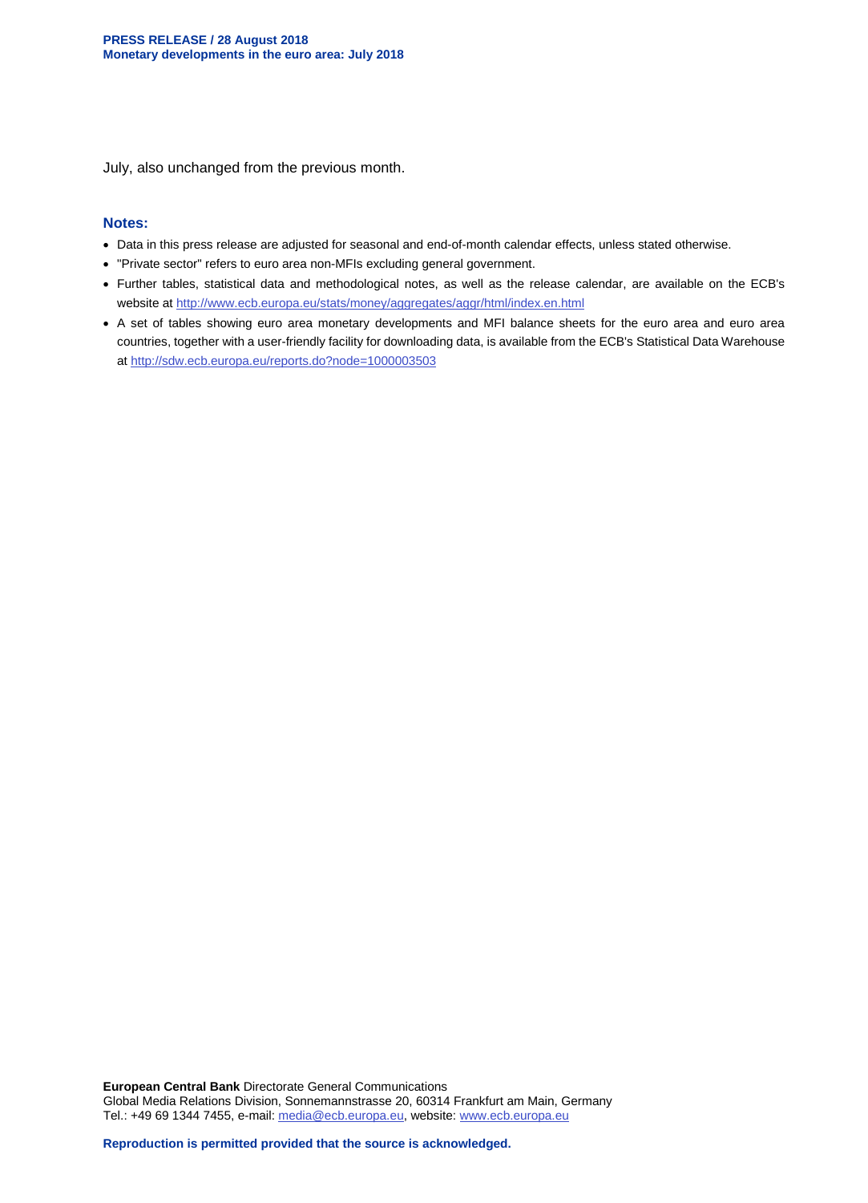July, also unchanged from the previous month.

**Notes:**

- Data in this press release are adjusted for seasonal and end-of-month calendar effects, unless stated otherwise.
- "Private sector" refers to euro area non-MFIs excluding general government.
- Further tables, statistical data and methodological notes, as well as the release calendar, are available on the ECB's website at http://www.ecb.europa.eu/stats/money/aggregates/aggr/html/index.en.html
- A set of tables showing euro area monetary developments and MFI balance sheets for the euro area and euro area countries, together with a user-friendly facility for downloading data, is available from the ECB's Statistical Data Warehouse at http://sdw.ecb.europa.eu/reports.do?node=1000003503

**European Central Bank** Directorate General Communications
Global Media Relations Division, Sonnemannstrasse 20, 60314 Frankfurt am Main, Germany
Tel.: +49 69 1344 7455, e-mail: media@ecb.europa.eu, website: www.ecb.europa.eu

**Reproduction is permitted provided that the source is acknowledged.**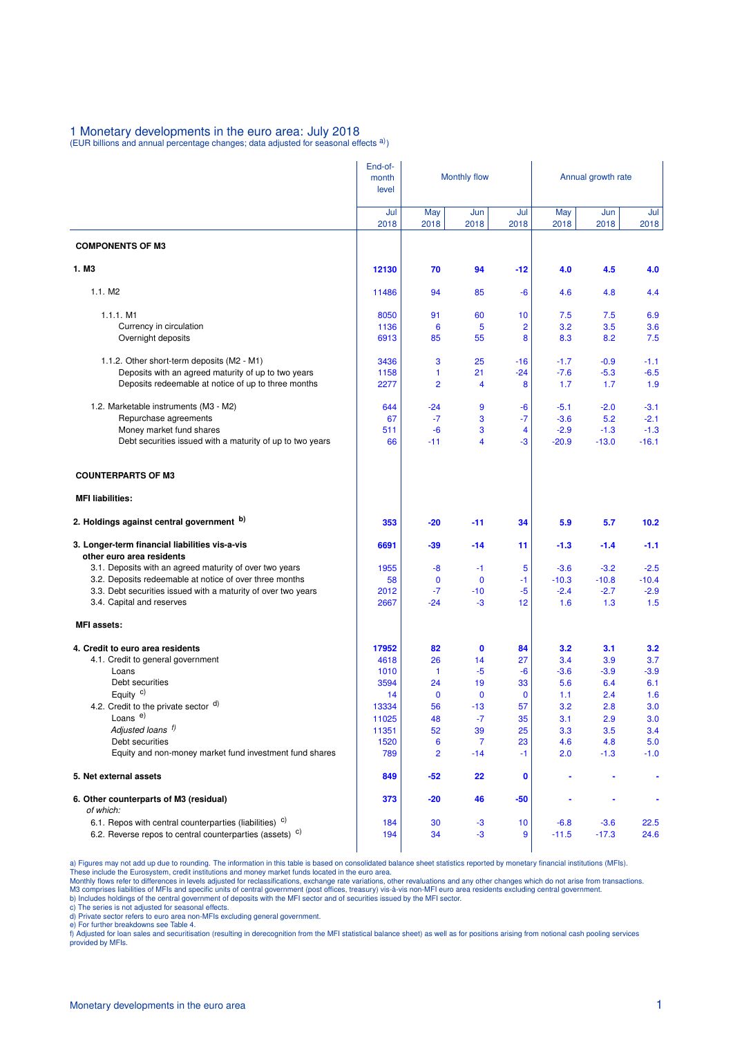# 1 Monetary developments in the euro area: July 2018

(EUR billions and annual percentage changes; data adjusted for seasonal effects a))

| | End-of-month level | Monthly flow | | | Annual growth rate | | |
|---|---|---|---|---|---|---|---|
| | Jul 2018 | May 2018 | Jun 2018 | Jul 2018 | May 2018 | Jun 2018 | Jul 2018 |
| **COMPONENTS OF M3** | | | | | | | |
| **1. M3** | **12130** | **70** | **94** | **-12** | **4.0** | **4.5** | **4.0** |
| 1.1. M2 | 11486 | 94 | 85 | -6 | 4.6 | 4.8 | 4.4 |
| 1.1.1. M1 | 8050 | 91 | 60 | 10 | 7.5 | 7.5 | 6.9 |
| Currency in circulation | 1136 | 6 | 5 | 2 | 3.2 | 3.5 | 3.6 |
| Overnight deposits | 6913 | 85 | 55 | 8 | 8.3 | 8.2 | 7.5 |
| 1.1.2. Other short-term deposits (M2 - M1) | 3436 | 3 | 25 | -16 | -1.7 | -0.9 | -1.1 |
| Deposits with an agreed maturity of up to two years | 1158 | 1 | 21 | -24 | -7.6 | -5.3 | -6.5 |
| Deposits redeemable at notice of up to three months | 2277 | 2 | 4 | 8 | 1.7 | 1.7 | 1.9 |
| 1.2. Marketable instruments (M3 - M2) | 644 | -24 | 9 | -6 | -5.1 | -2.0 | -3.1 |
| Repurchase agreements | 67 | -7 | 3 | -7 | -3.6 | 5.2 | -2.1 |
| Money market fund shares | 511 | -6 | 3 | 4 | -2.9 | -1.3 | -1.3 |
| Debt securities issued with a maturity of up to two years | 66 | -11 | 4 | -3 | -20.9 | -13.0 | -16.1 |
| **COUNTERPARTS OF M3** | | | | | | | |
| **MFI liabilities:** | | | | | | | |
| **2. Holdings against central government b)** | **353** | **-20** | **-11** | **34** | **5.9** | **5.7** | **10.2** |
| **3. Longer-term financial liabilities vis-a-vis other euro area residents** | **6691** | **-39** | **-14** | **11** | **-1.3** | **-1.4** | **-1.1** |
| 3.1. Deposits with an agreed maturity of over two years | 1955 | -8 | -1 | 5 | -3.6 | -3.2 | -2.5 |
| 3.2. Deposits redeemable at notice of over three months | 58 | 0 | 0 | -1 | -10.3 | -10.8 | -10.4 |
| 3.3. Debt securities issued with a maturity of over two years | 2012 | -7 | -10 | -5 | -2.4 | -2.7 | -2.9 |
| 3.4. Capital and reserves | 2667 | -24 | -3 | 12 | 1.6 | 1.3 | 1.5 |
| **MFI assets:** | | | | | | | |
| **4. Credit to euro area residents** | **17952** | **82** | **0** | **84** | **3.2** | **3.1** | **3.2** |
| 4.1. Credit to general government | 4618 | 26 | 14 | 27 | 3.4 | 3.9 | 3.7 |
| Loans | 1010 | 1 | -5 | -6 | -3.6 | -3.9 | -3.9 |
| Debt securities | 3594 | 24 | 19 | 33 | 5.6 | 6.4 | 6.1 |
| Equity c) | 14 | 0 | 0 | 0 | 1.1 | 2.4 | 1.6 |
| 4.2. Credit to the private sector d) | 13334 | 56 | -13 | 57 | 3.2 | 2.8 | 3.0 |
| Loans e) | 11025 | 48 | -7 | 35 | 3.1 | 2.9 | 3.0 |
| *Adjusted loans f)* | 11351 | 52 | 39 | 25 | 3.3 | 3.5 | 3.4 |
| Debt securities | 1520 | 6 | 7 | 23 | 4.6 | 4.8 | 5.0 |
| Equity and non-money market fund investment fund shares | 789 | 2 | -14 | -1 | 2.0 | -1.3 | -1.0 |
| **5. Net external assets** | **849** | **-52** | **22** | **0** | **-** | **-** | **-** |
| **6. Other counterparts of M3 (residual)** *of which:* | **373** | **-20** | **46** | **-50** | **-** | **-** | **-** |
| 6.1. Repos with central counterparties (liabilities) c) | 184 | 30 | -3 | 10 | -6.8 | -3.6 | 22.5 |
| 6.2. Reverse repos to central counterparties (assets) c) | 194 | 34 | -3 | 9 | -11.5 | -17.3 | 24.6 |

a) Figures may not add up due to rounding. The information in this table is based on consolidated balance sheet statistics reported by monetary financial institutions (MFIs). These include the Eurosystem, credit institutions and money market funds located in the euro area.
Monthly flows refer to differences in levels adjusted for reclassifications, exchange rate variations, other revaluations and any other changes which do not arise from transactions.
M3 comprises liabilities of MFIs and specific units of central government (post offices, treasury) vis-à-vis non-MFI euro area residents excluding central government.
b) Includes holdings of the central government of deposits with the MFI sector and of securities issued by the MFI sector.
c) The series is not adjusted for seasonal effects.
d) Private sector refers to euro area non-MFIs excluding general government.
e) For further breakdowns see Table 4.
f) Adjusted for loan sales and securitisation (resulting in derecognition from the MFI statistical balance sheet) as well as for positions arising from notional cash pooling services provided by MFIs.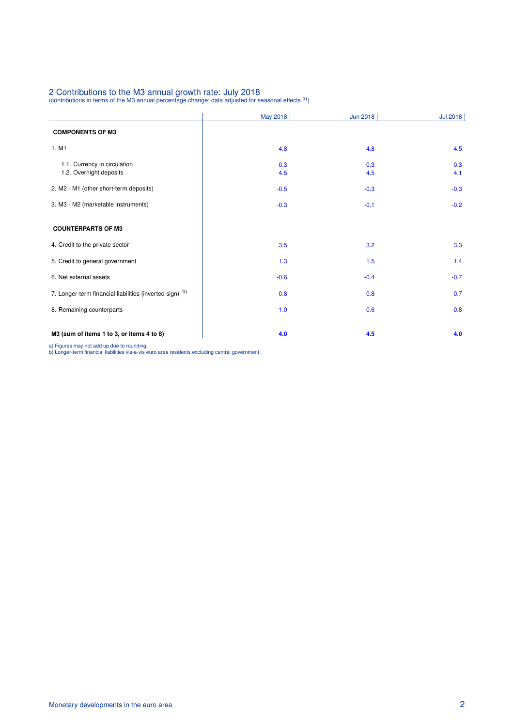## 2 Contributions to the M3 annual growth rate: July 2018

(contributions in terms of the M3 annual percentage change; data adjusted for seasonal effects [a])

| | May 2018 | Jun 2018 | Jul 2018 |
|---|---|---|---|
| **COMPONENTS OF M3** | | | |
| 1. M1 | 4.8 | 4.8 | 4.5 |
| 1.1. Currency in circulation | 0.3 | 0.3 | 0.3 |
| 1.2. Overnight deposits | 4.5 | 4.5 | 4.1 |
| 2. M2 - M1 (other short-term deposits) | -0.5 | -0.3 | -0.3 |
| 3. M3 - M2 (marketable instruments) | -0.3 | -0.1 | -0.2 |
| **COUNTERPARTS OF M3** | | | |
| 4. Credit to the private sector | 3.5 | 3.2 | 3.3 |
| 5. Credit to general government | 1.3 | 1.5 | 1.4 |
| 6. Net external assets | -0.6 | -0.4 | -0.7 |
| 7. Longer-term financial liabilities (inverted sign) [b] | 0.8 | 0.8 | 0.7 |
| 8. Remaining counterparts | -1.0 | -0.6 | -0.8 |
| **M3 (sum of items 1 to 3, or items 4 to 8)** | **4.0** | **4.5** | **4.0** |

a) Figures may not add up due to rounding.
b) Longer-term financial liabilities vis-a-vis euro area residents excluding central government.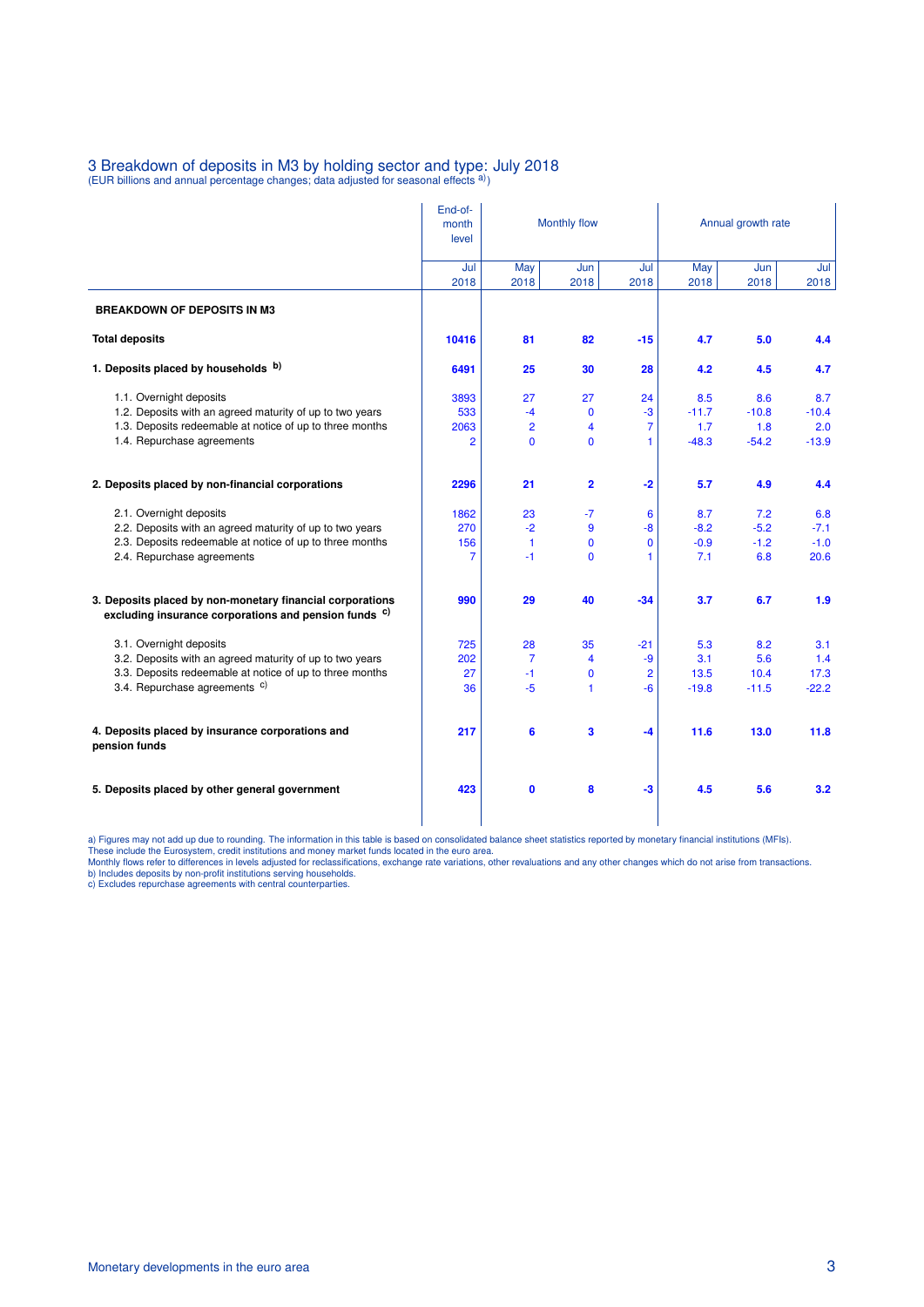# 3 Breakdown of deposits in M3 by holding sector and type: July 2018

(EUR billions and annual percentage changes; data adjusted for seasonal effects [a])

| | End-of-month level | Monthly flow | | | Annual growth rate | | |
|---|---|---|---|---|---|---|---|
| | Jul 2018 | May 2018 | Jun 2018 | Jul 2018 | May 2018 | Jun 2018 | Jul 2018 |
| **BREAKDOWN OF DEPOSITS IN M3** | | | | | | | |
| **Total deposits** | **10416** | **81** | **82** | **-15** | **4.7** | **5.0** | **4.4** |
| **1. Deposits placed by households [b]** | **6491** | **25** | **30** | **28** | **4.2** | **4.5** | **4.7** |
| 1.1. Overnight deposits | 3893 | 27 | 27 | 24 | 8.5 | 8.6 | 8.7 |
| 1.2. Deposits with an agreed maturity of up to two years | 533 | -4 | 0 | -3 | -11.7 | -10.8 | -10.4 |
| 1.3. Deposits redeemable at notice of up to three months | 2063 | 2 | 4 | 7 | 1.7 | 1.8 | 2.0 |
| 1.4. Repurchase agreements | 2 | 0 | 0 | 1 | -48.3 | -54.2 | -13.9 |
| **2. Deposits placed by non-financial corporations** | **2296** | **21** | **2** | **-2** | **5.7** | **4.9** | **4.4** |
| 2.1. Overnight deposits | 1862 | 23 | -7 | 6 | 8.7 | 7.2 | 6.8 |
| 2.2. Deposits with an agreed maturity of up to two years | 270 | -2 | 9 | -8 | -8.2 | -5.2 | -7.1 |
| 2.3. Deposits redeemable at notice of up to three months | 156 | 1 | 0 | 0 | -0.9 | -1.2 | -1.0 |
| 2.4. Repurchase agreements | 7 | -1 | 0 | 1 | 7.1 | 6.8 | 20.6 |
| **3. Deposits placed by non-monetary financial corporations excluding insurance corporations and pension funds [c]** | **990** | **29** | **40** | **-34** | **3.7** | **6.7** | **1.9** |
| 3.1. Overnight deposits | 725 | 28 | 35 | -21 | 5.3 | 8.2 | 3.1 |
| 3.2. Deposits with an agreed maturity of up to two years | 202 | 7 | 4 | -9 | 3.1 | 5.6 | 1.4 |
| 3.3. Deposits redeemable at notice of up to three months | 27 | -1 | 0 | 2 | 13.5 | 10.4 | 17.3 |
| 3.4. Repurchase agreements [c] | 36 | -5 | 1 | -6 | -19.8 | -11.5 | -22.2 |
| **4. Deposits placed by insurance corporations and pension funds** | **217** | **6** | **3** | **-4** | **11.6** | **13.0** | **11.8** |
| **5. Deposits placed by other general government** | **423** | **0** | **8** | **-3** | **4.5** | **5.6** | **3.2** |

a) Figures may not add up due to rounding. The information in this table is based on consolidated balance sheet statistics reported by monetary financial institutions (MFIs). These include the Eurosystem, credit institutions and money market funds located in the euro area. Monthly flows refer to differences in levels adjusted for reclassifications, exchange rate variations, other revaluations and any other changes which do not arise from transactions.
b) Includes deposits by non-profit institutions serving households.
c) Excludes repurchase agreements with central counterparties.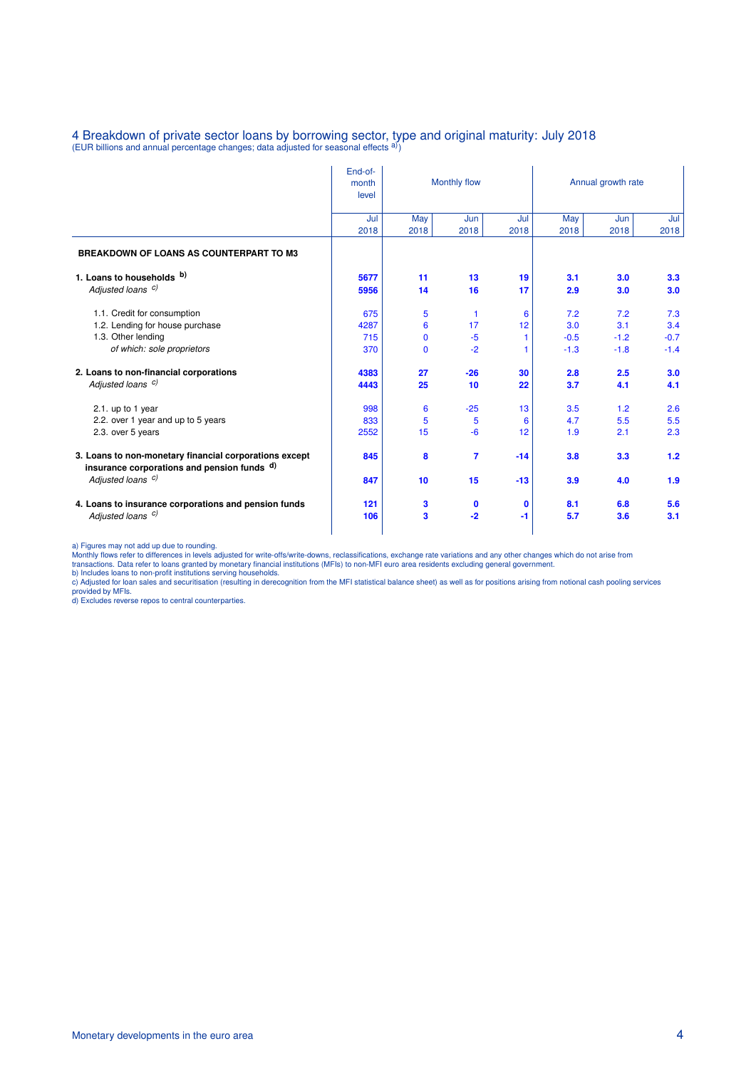## 4 Breakdown of private sector loans by borrowing sector, type and original maturity: July 2018

(EUR billions and annual percentage changes; data adjusted for seasonal effects [a)])

| | End-of-month level | Monthly flow | | | Annual growth rate | | |
|---|---|---|---|---|---|---|---|
| | Jul 2018 | May 2018 | Jun 2018 | Jul 2018 | May 2018 | Jun 2018 | Jul 2018 |
| **BREAKDOWN OF LOANS AS COUNTERPART TO M3** | | | | | | | |
| **1. Loans to households [b)]** | **5677** | **11** | **13** | **19** | **3.1** | **3.0** | **3.3** |
| *Adjusted loans [c)]* | **5956** | **14** | **16** | **17** | **2.9** | **3.0** | **3.0** |
| 1.1. Credit for consumption | 675 | 5 | 1 | 6 | 7.2 | 7.2 | 7.3 |
| 1.2. Lending for house purchase | 4287 | 6 | 17 | 12 | 3.0 | 3.1 | 3.4 |
| 1.3. Other lending | 715 | 0 | -5 | 1 | -0.5 | -1.2 | -0.7 |
| *of which: sole proprietors* | 370 | 0 | -2 | 1 | -1.3 | -1.8 | -1.4 |
| **2. Loans to non-financial corporations** | **4383** | **27** | **-26** | **30** | **2.8** | **2.5** | **3.0** |
| *Adjusted loans [c)]* | **4443** | **25** | **10** | **22** | **3.7** | **4.1** | **4.1** |
| 2.1. up to 1 year | 998 | 6 | -25 | 13 | 3.5 | 1.2 | 2.6 |
| 2.2. over 1 year and up to 5 years | 833 | 5 | 5 | 6 | 4.7 | 5.5 | 5.5 |
| 2.3. over 5 years | 2552 | 15 | -6 | 12 | 1.9 | 2.1 | 2.3 |
| **3. Loans to non-monetary financial corporations except insurance corporations and pension funds [d)]** | **845** | **8** | **7** | **-14** | **3.8** | **3.3** | **1.2** |
| *Adjusted loans [c)]* | **847** | **10** | **15** | **-13** | **3.9** | **4.0** | **1.9** |
| **4. Loans to insurance corporations and pension funds** | **121** | **3** | **0** | **0** | **8.1** | **6.8** | **5.6** |
| *Adjusted loans [c)]* | **106** | **3** | **-2** | **-1** | **5.7** | **3.6** | **3.1** |

a) Figures may not add up due to rounding.
Monthly flows refer to differences in levels adjusted for write-offs/write-downs, reclassifications, exchange rate variations and any other changes which do not arise from transactions. Data refer to loans granted by monetary financial institutions (MFIs) to non-MFI euro area residents excluding general government.
b) Includes loans to non-profit institutions serving households.
c) Adjusted for loan sales and securitisation (resulting in derecognition from the MFI statistical balance sheet) as well as for positions arising from notional cash pooling services provided by MFIs.
d) Excludes reverse repos to central counterparties.